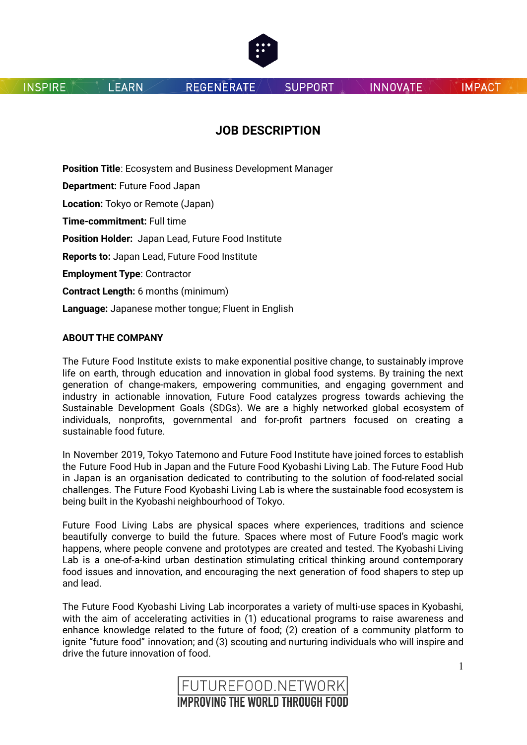# JOB DESCRIPTION

**Position Title**: Ecosystem and Business Development Manager

**Department:** Future Food Japan

**Location:** Tokyo or Remote (Japan)

**Time-commitment:** Full time

**Position Holder:** Japan Lead, Future Food Institute

**Reports to:** Japan Lead, Future Food Institute

**Employment Type**: Contractor

**Contract Length:** 6 months (minimum)

**Language:** Japanese mother tongue; Fluent in English

## ABOUT THE COMPANY

The Future Food Institute exists to make exponential positive change, to sustainably improve life on earth, through education and innovation in global food systems. By training the next generation of change-makers, empowering communities, and engaging government and industry in actionable innovation, Future Food catalyzes progress towards achieving the Sustainable Development Goals (SDGs). We are a highly networked global ecosystem of individuals, nonprofits, governmental and for-profit partners focused on creating a sustainable food future.

In November 2019, Tokyo Tatemono and Future Food Institute have joined forces to establish the Future Food Hub in Japan and the Future Food Kyobashi Living Lab. The Future Food Hub in Japan is an organisation dedicated to contributing to the solution of food-related social challenges. The Future Food Kyobashi Living Lab is where the sustainable food ecosystem is being built in the Kyobashi neighbourhood of Tokyo.

Future Food Living Labs are physical spaces where experiences, traditions and science beautifully converge to build the future. Spaces where most of Future Food's magic work happens, where people convene and prototypes are created and tested. The Kyobashi Living Lab is a one-of-a-kind urban destination stimulating critical thinking around contemporary food issues and innovation, and encouraging the next generation of food shapers to step up and lead.

The Future Food Kyobashi Living Lab incorporates a variety of multi-use spaces in Kyobashi, with the aim of accelerating activities in (1) educational programs to raise awareness and enhance knowledge related to the future of food; (2) creation of a community platform to ignite "future food" innovation; and (3) scouting and nurturing individuals who will inspire and drive the future innovation of food.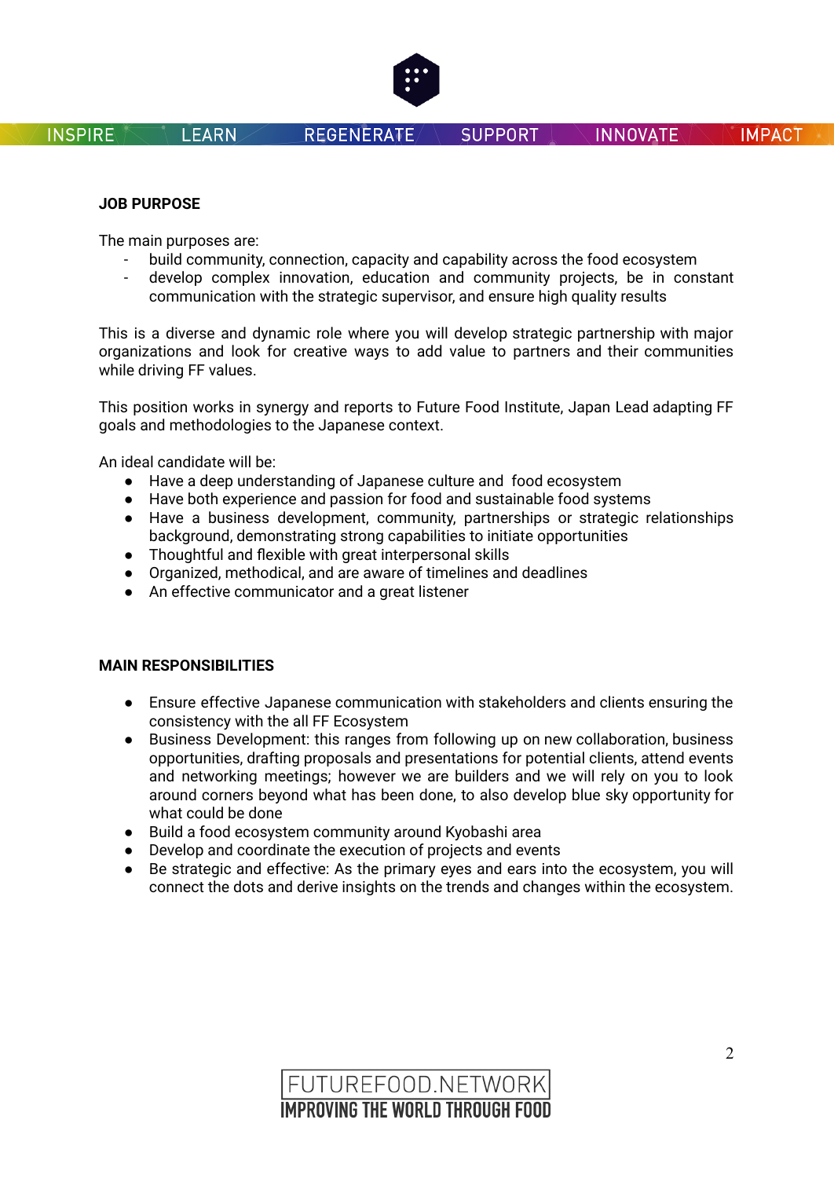**JOB PURPOSE**

The main purposes are:

- build community, connection, capacity and capability across the food ecosystem
- develop complex innovation, education and community projects, be in constant communication with the strategic supervisor, and ensure high quality results

This is a diverse and dynamic role where you will develop strategic partnership with major organizations and look for creative ways to add value to partners and their communities while driving FF values.

This position works in synergy and reports to Future Food Institute, Japan Lead adapting FF goals and methodologies to the Japanese context.

An ideal candidate will be:

- Have a deep understanding of Japanese culture and food ecosystem
- Have both experience and passion for food and sustainable food systems
- Have a business development, community, partnerships or strategic relationships background, demonstrating strong capabilities to initiate opportunities
- Thoughtful and flexible with great interpersonal skills
- Organized, methodical, and are aware of timelines and deadlines
- An effective communicator and a great listener

**MAIN RESPONSIBILITIES**

- Ensure effective Japanese communication with stakeholders and clients ensuring the consistency with the all FF Ecosystem
- Business Development: this ranges from following up on new collaboration, business opportunities, drafting proposals and presentations for potential clients, attend events and networking meetings; however we are builders and we will rely on you to look around corners beyond what has been done, to also develop blue sky opportunity for what could be done
- Build a food ecosystem community around Kyobashi area
- Develop and coordinate the execution of projects and events
- Be strategic and effective: As the primary eyes and ears into the ecosystem, you will connect the dots and derive insights on the trends and changes within the ecosystem.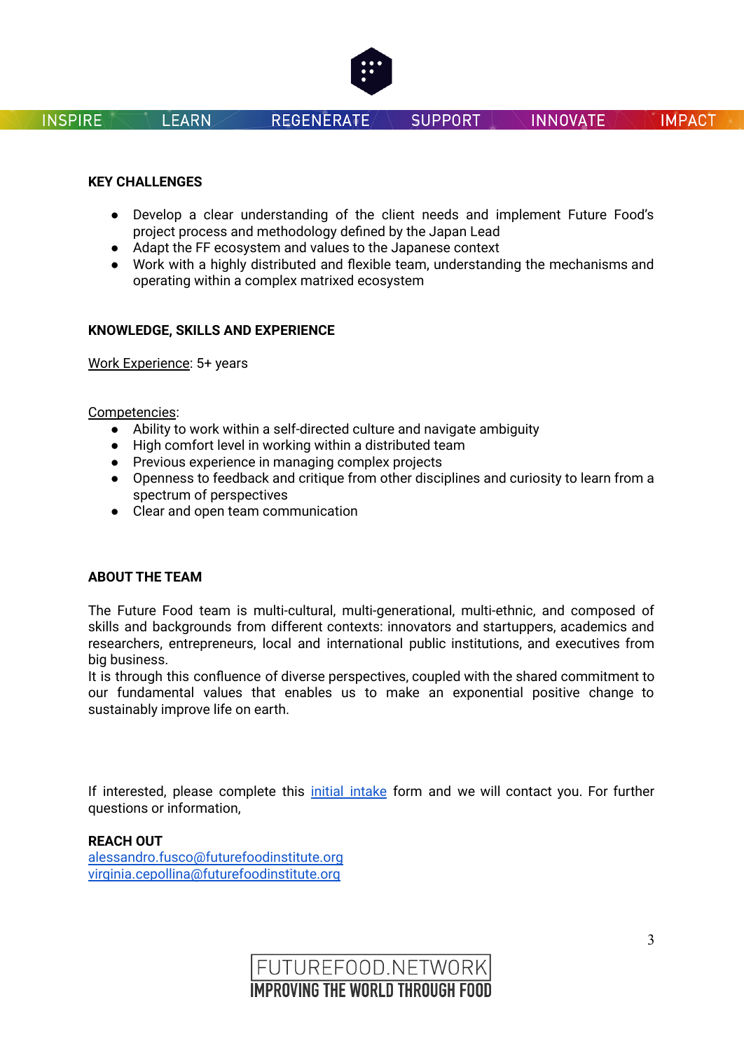**KEY CHALLENGES**

- Develop a clear understanding of the client needs and implement Future Food's project process and methodology defined by the Japan Lead
- Adapt the FF ecosystem and values to the Japanese context
- Work with a highly distributed and flexible team, understanding the mechanisms and operating within a complex matrixed ecosystem

**KNOWLEDGE, SKILLS AND EXPERIENCE**

Work Experience: 5+ years

Competencies:

- Ability to work within a self-directed culture and navigate ambiguity
- High comfort level in working within a distributed team
- Previous experience in managing complex projects
- Openness to feedback and critique from other disciplines and curiosity to learn from a spectrum of perspectives
- Clear and open team communication

**ABOUT THE TEAM**

The Future Food team is multi-cultural, multi-generational, multi-ethnic, and composed of skills and backgrounds from different contexts: innovators and startuppers, academics and researchers, entrepreneurs, local and international public institutions, and executives from big business.
It is through this confluence of diverse perspectives, coupled with the shared commitment to our fundamental values that enables us to make an exponential positive change to sustainably improve life on earth.

If interested, please complete this initial intake form and we will contact you. For further questions or information,

**REACH OUT**
alessandro.fusco@futurefoodinstitute.org
virginia.cepollina@futurefoodinstitute.org